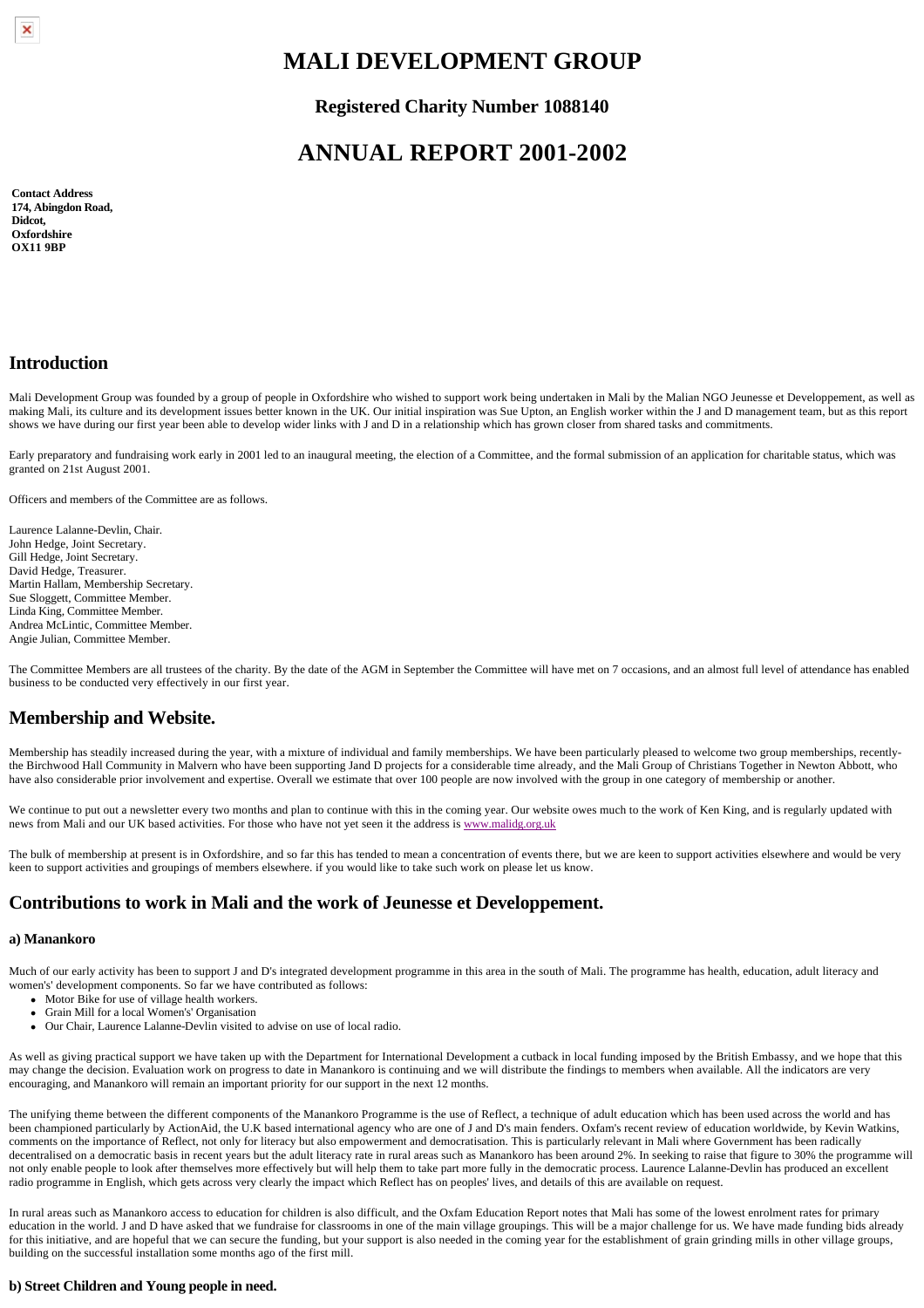# MALI DEVELOPMENT GROUP

### Registered Charity Number 1088140

## ANNUAL REPORT 2001-2002

**Contact Address**
**174, Abingdon Road,**
**Didcot,**
**Oxfordshire**
**OX11 9BP**

## Introduction

Mali Development Group was founded by a group of people in Oxfordshire who wished to support work being undertaken in Mali by the Malian NGO Jeunesse et Developpement, as well as making Mali, its culture and its development issues better known in the UK. Our initial inspiration was Sue Upton, an English worker within the J and D management team, but as this report shows we have during our first year been able to develop wider links with J and D in a relationship which has grown closer from shared tasks and commitments.

Early preparatory and fundraising work early in 2001 led to an inaugural meeting, the election of a Committee, and the formal submission of an application for charitable status, which was granted on 21st August 2001.

Officers and members of the Committee are as follows.

Laurence Lalanne-Devlin, Chair.
John Hedge, Joint Secretary.
Gill Hedge, Joint Secretary.
David Hedge, Treasurer.
Martin Hallam, Membership Secretary.
Sue Sloggett, Committee Member.
Linda King, Committee Member.
Andrea McLintic, Committee Member.
Angie Julian, Committee Member.

The Committee Members are all trustees of the charity. By the date of the AGM in September the Committee will have met on 7 occasions, and an almost full level of attendance has enabled business to be conducted very effectively in our first year.

## Membership and Website.

Membership has steadily increased during the year, with a mixture of individual and family memberships. We have been particularly pleased to welcome two group memberships, recently- the Birchwood Hall Community in Malvern who have been supporting Jand D projects for a considerable time already, and the Mali Group of Christians Together in Newton Abbott, who have also considerable prior involvement and expertise. Overall we estimate that over 100 people are now involved with the group in one category of membership or another.

We continue to put out a newsletter every two months and plan to continue with this in the coming year. Our website owes much to the work of Ken King, and is regularly updated with news from Mali and our UK based activities. For those who have not yet seen it the address is [www.malidg.org.uk](http://www.malidg.org.uk)

The bulk of membership at present is in Oxfordshire, and so far this has tended to mean a concentration of events there, but we are keen to support activities elsewhere and would be very keen to support activities and groupings of members elsewhere. if you would like to take such work on please let us know.

## Contributions to work in Mali and the work of Jeunesse et Developpement.

### a) Manankoro

Much of our early activity has been to support J and D's integrated development programme in this area in the south of Mali. The programme has health, education, adult literacy and women's' development components. So far we have contributed as follows:

- Motor Bike for use of village health workers.
- Grain Mill for a local Women's' Organisation
- Our Chair, Laurence Lalanne-Devlin visited to advise on use of local radio.

As well as giving practical support we have taken up with the Department for International Development a cutback in local funding imposed by the British Embassy, and we hope that this may change the decision. Evaluation work on progress to date in Manankoro is continuing and we will distribute the findings to members when available. All the indicators are very encouraging, and Manankoro will remain an important priority for our support in the next 12 months.

The unifying theme between the different components of the Manankoro Programme is the use of Reflect, a technique of adult education which has been used across the world and has been championed particularly by ActionAid, the U.K based international agency who are one of J and D's main fenders. Oxfam's recent review of education worldwide, by Kevin Watkins, comments on the importance of Reflect, not only for literacy but also empowerment and democratisation. This is particularly relevant in Mali where Government has been radically decentralised on a democratic basis in recent years but the adult literacy rate in rural areas such as Manankoro has been around 2%. In seeking to raise that figure to 30% the programme will not only enable people to look after themselves more effectively but will help them to take part more fully in the democratic process. Laurence Lalanne-Devlin has produced an excellent radio programme in English, which gets across very clearly the impact which Reflect has on peoples' lives, and details of this are available on request.

In rural areas such as Manankoro access to education for children is also difficult, and the Oxfam Education Report notes that Mali has some of the lowest enrolment rates for primary education in the world. J and D have asked that we fundraise for classrooms in one of the main village groupings. This will be a major challenge for us. We have made funding bids already for this initiative, and are hopeful that we can secure the funding, but your support is also needed in the coming year for the establishment of grain grinding mills in other village groups, building on the successful installation some months ago of the first mill.

### b) Street Children and Young people in need.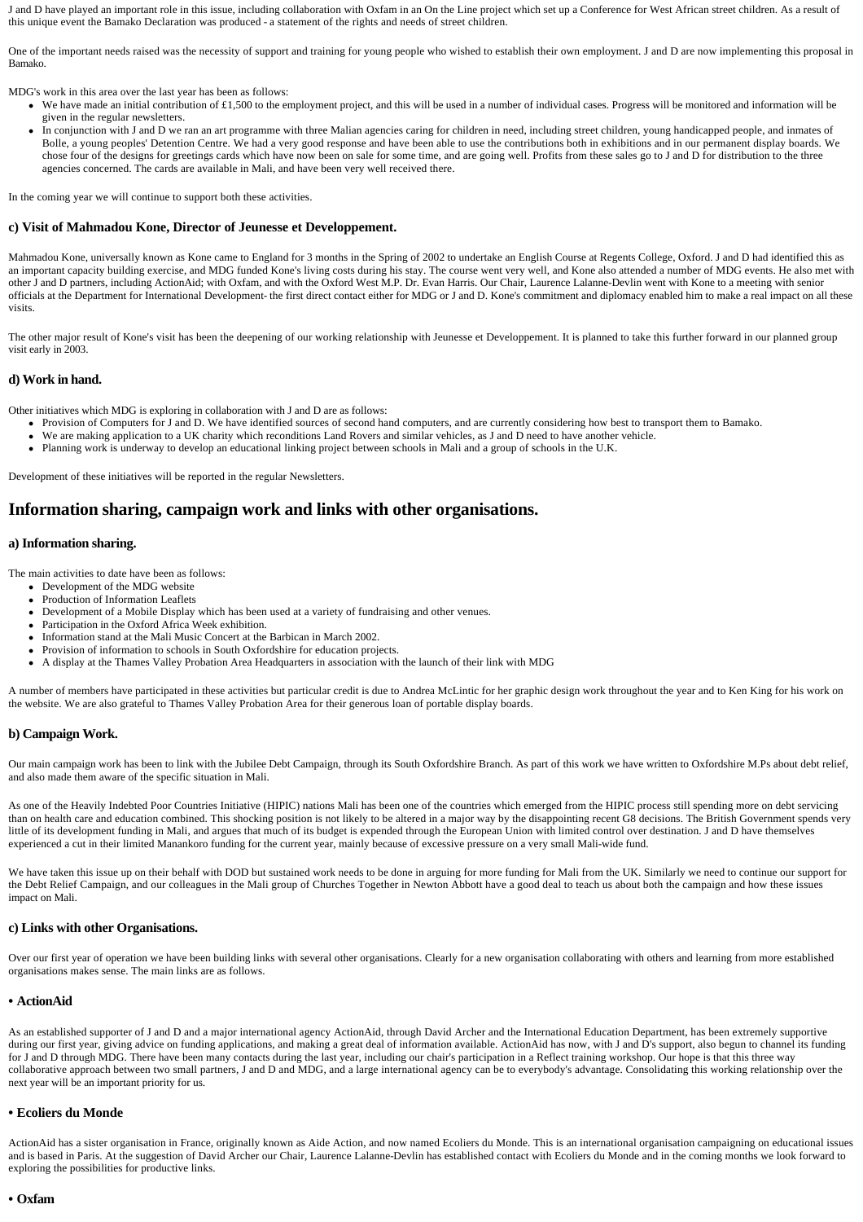J and D have played an important role in this issue, including collaboration with Oxfam in an On the Line project which set up a Conference for West African street children. As a result of this unique event the Bamako Declaration was produced - a statement of the rights and needs of street children.

One of the important needs raised was the necessity of support and training for young people who wished to establish their own employment. J and D are now implementing this proposal in Bamako.

MDG's work in this area over the last year has been as follows:

- We have made an initial contribution of £1,500 to the employment project, and this will be used in a number of individual cases. Progress will be monitored and information will be given in the regular newsletters.
- In conjunction with J and D we ran an art programme with three Malian agencies caring for children in need, including street children, young handicapped people, and inmates of Bolle, a young peoples' Detention Centre. We had a very good response and have been able to use the contributions both in exhibitions and in our permanent display boards. We chose four of the designs for greetings cards which have now been on sale for some time, and are going well. Profits from these sales go to J and D for distribution to the three agencies concerned. The cards are available in Mali, and have been very well received there.

In the coming year we will continue to support both these activities.

### c) Visit of Mahmadou Kone, Director of Jeunesse et Developpement.

Mahmadou Kone, universally known as Kone came to England for 3 months in the Spring of 2002 to undertake an English Course at Regents College, Oxford. J and D had identified this as an important capacity building exercise, and MDG funded Kone's living costs during his stay. The course went very well, and Kone also attended a number of MDG events. He also met with other J and D partners, including ActionAid; with Oxfam, and with the Oxford West M.P. Dr. Evan Harris. Our Chair, Laurence Lalanne-Devlin went with Kone to a meeting with senior officials at the Department for International Development- the first direct contact either for MDG or J and D. Kone's commitment and diplomacy enabled him to make a real impact on all these visits.

The other major result of Kone's visit has been the deepening of our working relationship with Jeunesse et Developpement. It is planned to take this further forward in our planned group visit early in 2003.

### d) Work in hand.

Other initiatives which MDG is exploring in collaboration with J and D are as follows:

- Provision of Computers for J and D. We have identified sources of second hand computers, and are currently considering how best to transport them to Bamako.
- We are making application to a UK charity which reconditions Land Rovers and similar vehicles, as J and D need to have another vehicle.
- Planning work is underway to develop an educational linking project between schools in Mali and a group of schools in the U.K.

Development of these initiatives will be reported in the regular Newsletters.

## Information sharing, campaign work and links with other organisations.

### a) Information sharing.

The main activities to date have been as follows:

- Development of the MDG website
- Production of Information Leaflets
- Development of a Mobile Display which has been used at a variety of fundraising and other venues.
- Participation in the Oxford Africa Week exhibition.
- Information stand at the Mali Music Concert at the Barbican in March 2002.
- Provision of information to schools in South Oxfordshire for education projects.
- A display at the Thames Valley Probation Area Headquarters in association with the launch of their link with MDG

A number of members have participated in these activities but particular credit is due to Andrea McLintic for her graphic design work throughout the year and to Ken King for his work on the website. We are also grateful to Thames Valley Probation Area for their generous loan of portable display boards.

### b) Campaign Work.

Our main campaign work has been to link with the Jubilee Debt Campaign, through its South Oxfordshire Branch. As part of this work we have written to Oxfordshire M.Ps about debt relief, and also made them aware of the specific situation in Mali.

As one of the Heavily Indebted Poor Countries Initiative (HIPIC) nations Mali has been one of the countries which emerged from the HIPIC process still spending more on debt servicing than on health care and education combined. This shocking position is not likely to be altered in a major way by the disappointing recent G8 decisions. The British Government spends very little of its development funding in Mali, and argues that much of its budget is expended through the European Union with limited control over destination. J and D have themselves experienced a cut in their limited Manankoro funding for the current year, mainly because of excessive pressure on a very small Mali-wide fund.

We have taken this issue up on their behalf with DOD but sustained work needs to be done in arguing for more funding for Mali from the UK. Similarly we need to continue our support for the Debt Relief Campaign, and our colleagues in the Mali group of Churches Together in Newton Abbott have a good deal to teach us about both the campaign and how these issues impact on Mali.

### c) Links with other Organisations.

Over our first year of operation we have been building links with several other organisations. Clearly for a new organisation collaborating with others and learning from more established organisations makes sense. The main links are as follows.

#### • ActionAid

As an established supporter of J and D and a major international agency ActionAid, through David Archer and the International Education Department, has been extremely supportive during our first year, giving advice on funding applications, and making a great deal of information available. ActionAid has now, with J and D's support, also begun to channel its funding for J and D through MDG. There have been many contacts during the last year, including our chair's participation in a Reflect training workshop. Our hope is that this three way collaborative approach between two small partners, J and D and MDG, and a large international agency can be to everybody's advantage. Consolidating this working relationship over the next year will be an important priority for us.

#### • Ecoliers du Monde

ActionAid has a sister organisation in France, originally known as Aide Action, and now named Ecoliers du Monde. This is an international organisation campaigning on educational issues and is based in Paris. At the suggestion of David Archer our Chair, Laurence Lalanne-Devlin has established contact with Ecoliers du Monde and in the coming months we look forward to exploring the possibilities for productive links.

#### • Oxfam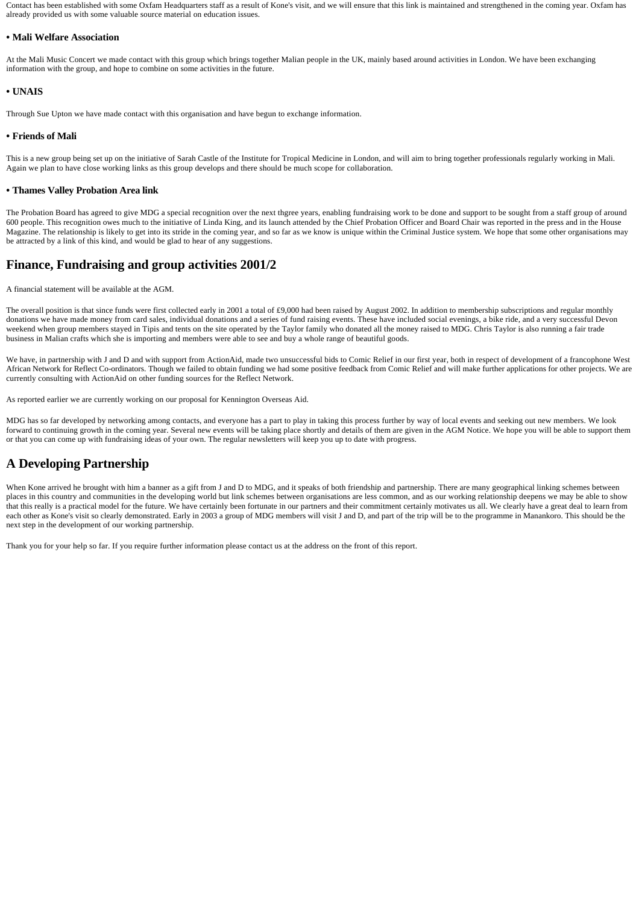Contact has been established with some Oxfam Headquarters staff as a result of Kone's visit, and we will ensure that this link is maintained and strengthened in the coming year. Oxfam has already provided us with some valuable source material on education issues.

### • Mali Welfare Association

At the Mali Music Concert we made contact with this group which brings together Malian people in the UK, mainly based around activities in London. We have been exchanging information with the group, and hope to combine on some activities in the future.

### • UNAIS

Through Sue Upton we have made contact with this organisation and have begun to exchange information.

### • Friends of Mali

This is a new group being set up on the initiative of Sarah Castle of the Institute for Tropical Medicine in London, and will aim to bring together professionals regularly working in Mali. Again we plan to have close working links as this group develops and there should be much scope for collaboration.

### • Thames Valley Probation Area link

The Probation Board has agreed to give MDG a special recognition over the next thgree years, enabling fundraising work to be done and support to be sought from a staff group of around 600 people. This recognition owes much to the initiative of Linda King, and its launch attended by the Chief Probation Officer and Board Chair was reported in the press and in the House Magazine. The relationship is likely to get into its stride in the coming year, and so far as we know is unique within the Criminal Justice system. We hope that some other organisations may be attracted by a link of this kind, and would be glad to hear of any suggestions.

## Finance, Fundraising and group activities 2001/2

A financial statement will be available at the AGM.

The overall position is that since funds were first collected early in 2001 a total of £9,000 had been raised by August 2002. In addition to membership subscriptions and regular monthly donations we have made money from card sales, individual donations and a series of fund raising events. These have included social evenings, a bike ride, and a very successful Devon weekend when group members stayed in Tipis and tents on the site operated by the Taylor family who donated all the money raised to MDG. Chris Taylor is also running a fair trade business in Malian crafts which she is importing and members were able to see and buy a whole range of beautiful goods.

We have, in partnership with J and D and with support from ActionAid, made two unsuccessful bids to Comic Relief in our first year, both in respect of development of a francophone West African Network for Reflect Co-ordinators. Though we failed to obtain funding we had some positive feedback from Comic Relief and will make further applications for other projects. We are currently consulting with ActionAid on other funding sources for the Reflect Network.

As reported earlier we are currently working on our proposal for Kennington Overseas Aid.

MDG has so far developed by networking among contacts, and everyone has a part to play in taking this process further by way of local events and seeking out new members. We look forward to continuing growth in the coming year. Several new events will be taking place shortly and details of them are given in the AGM Notice. We hope you will be able to support them or that you can come up with fundraising ideas of your own. The regular newsletters will keep you up to date with progress.

## A Developing Partnership

When Kone arrived he brought with him a banner as a gift from J and D to MDG, and it speaks of both friendship and partnership. There are many geographical linking schemes between places in this country and communities in the developing world but link schemes between organisations are less common, and as our working relationship deepens we may be able to show that this really is a practical model for the future. We have certainly been fortunate in our partners and their commitment certainly motivates us all. We clearly have a great deal to learn from each other as Kone's visit so clearly demonstrated. Early in 2003 a group of MDG members will visit J and D, and part of the trip will be to the programme in Manankoro. This should be the next step in the development of our working partnership.

Thank you for your help so far. If you require further information please contact us at the address on the front of this report.